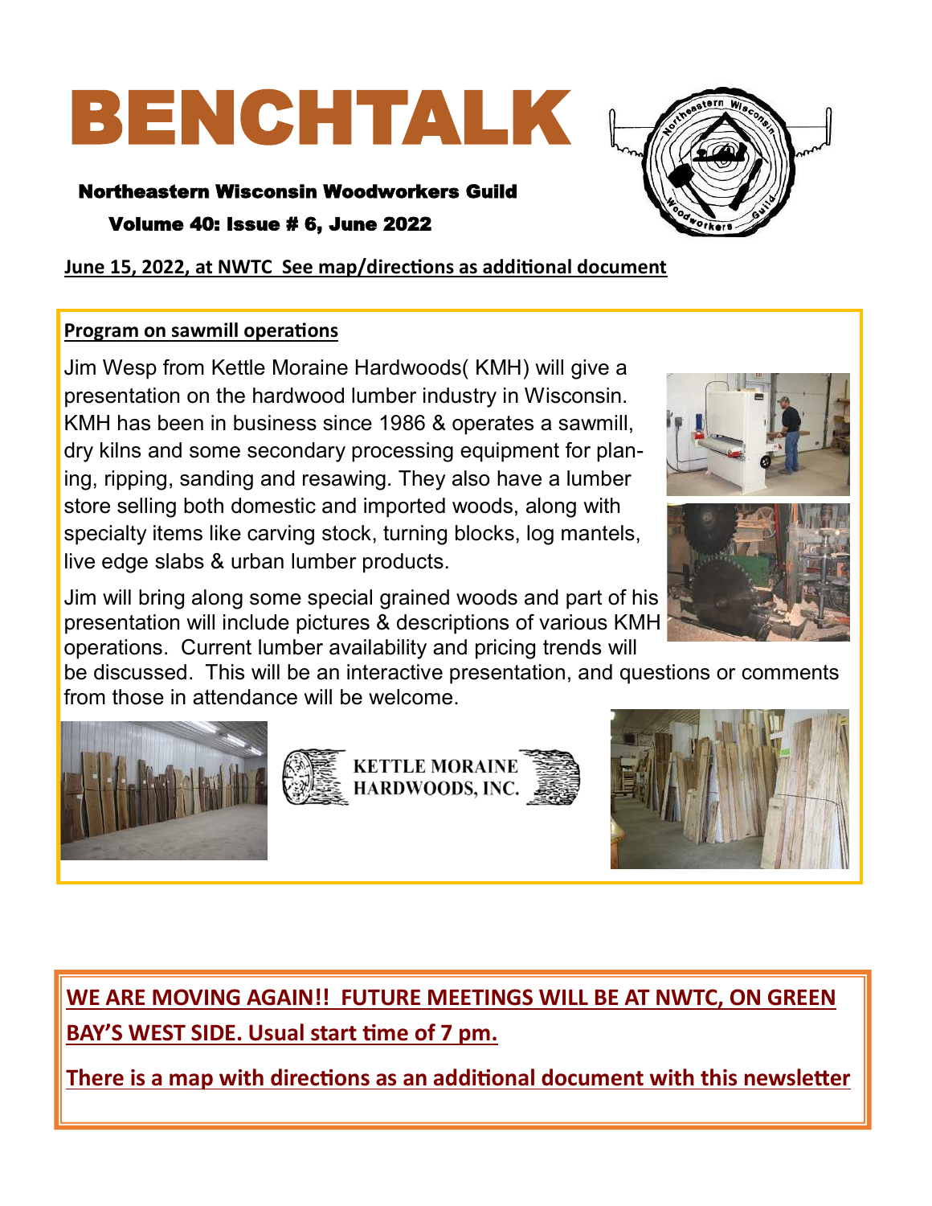# BENCHTALK

**Northeastern Wisconsin Woodworkers Guild**

**Volume 40: Issue # 6, June 2022**

**June 15, 2022, at NWTC See map/directions as additional document**

## Program on sawmill operations

Jim Wesp from Kettle Moraine Hardwoods( KMH) will give a presentation on the hardwood lumber industry in Wisconsin. KMH has been in business since 1986 & operates a sawmill, dry kilns and some secondary processing equipment for planing, ripping, sanding and resawing. They also have a lumber store selling both domestic and imported woods, along with specialty items like carving stock, turning blocks, log mantels, live edge slabs & urban lumber products.

Jim will bring along some special grained woods and part of his presentation will include pictures & descriptions of various KMH operations. Current lumber availability and pricing trends will be discussed. This will be an interactive presentation, and questions or comments from those in attendance will be welcome.

KETTLE MORAINE HARDWOODS, INC.

**WE ARE MOVING AGAIN!! FUTURE MEETINGS WILL BE AT NWTC, ON GREEN BAY'S WEST SIDE. Usual start time of 7 pm.**

**There is a map with directions as an additional document with this newsletter**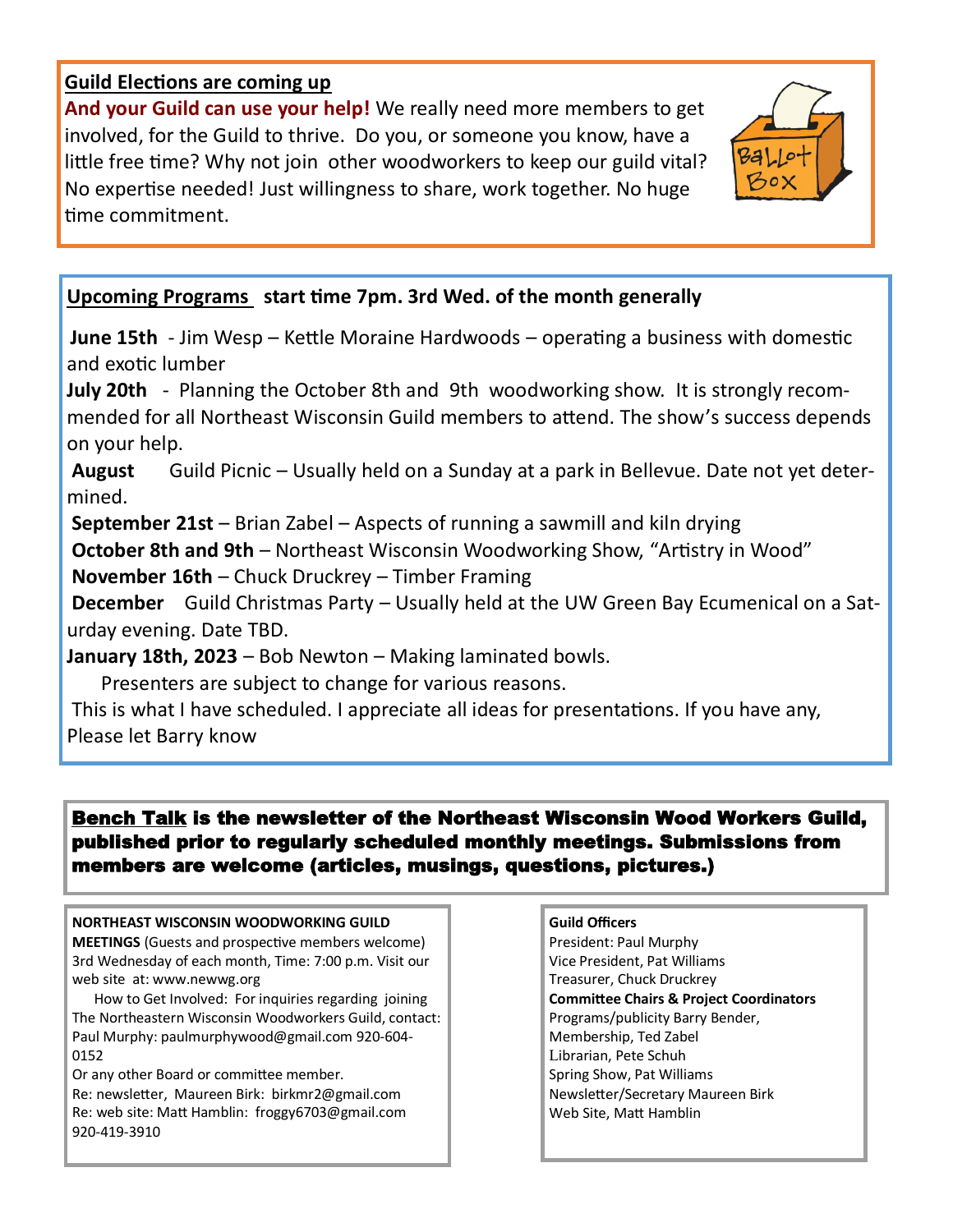**Guild Elections are coming up**

**And your Guild can use your help!** We really need more members to get involved, for the Guild to thrive. Do you, or someone you know, have a little free time? Why not join other woodworkers to keep our guild vital? No expertise needed! Just willingness to share, work together. No huge time commitment.

**Upcoming Programs** **start time 7pm. 3rd Wed. of the month generally**

**June 15th** - Jim Wesp – Kettle Moraine Hardwoods – operating a business with domestic and exotic lumber

**July 20th** - Planning the October 8th and 9th woodworking show. It is strongly recommended for all Northeast Wisconsin Guild members to attend. The show's success depends on your help.

**August** Guild Picnic – Usually held on a Sunday at a park in Bellevue. Date not yet determined.

**September 21st** – Brian Zabel – Aspects of running a sawmill and kiln drying

**October 8th and 9th** – Northeast Wisconsin Woodworking Show, "Artistry in Wood"

**November 16th** – Chuck Druckrey – Timber Framing

**December** Guild Christmas Party – Usually held at the UW Green Bay Ecumenical on a Saturday evening. Date TBD.

**January 18th, 2023** – Bob Newton – Making laminated bowls.

Presenters are subject to change for various reasons.

This is what I have scheduled. I appreciate all ideas for presentations. If you have any, Please let Barry know

**Bench Talk is the newsletter of the Northeast Wisconsin Wood Workers Guild, published prior to regularly scheduled monthly meetings. Submissions from members are welcome (articles, musings, questions, pictures.)**

**NORTHEAST WISCONSIN WOODWORKING GUILD MEETINGS** (Guests and prospective members welcome) 3rd Wednesday of each month, Time: 7:00 p.m. Visit our web site at: www.newwg.org

How to Get Involved: For inquiries regarding joining The Northeastern Wisconsin Woodworkers Guild, contact: Paul Murphy: paulmurphywood@gmail.com 920-604-0152

Or any other Board or committee member.

Re: newsletter, Maureen Birk: birkmr2@gmail.com

Re: web site: Matt Hamblin: froggy6703@gmail.com 920-419-3910

**Guild Officers**

President: Paul Murphy

Vice President, Pat Williams

Treasurer, Chuck Druckrey

**Committee Chairs & Project Coordinators**

Programs/publicity Barry Bender,

Membership, Ted Zabel

Librarian, Pete Schuh

Spring Show, Pat Williams

Newsletter/Secretary Maureen Birk

Web Site, Matt Hamblin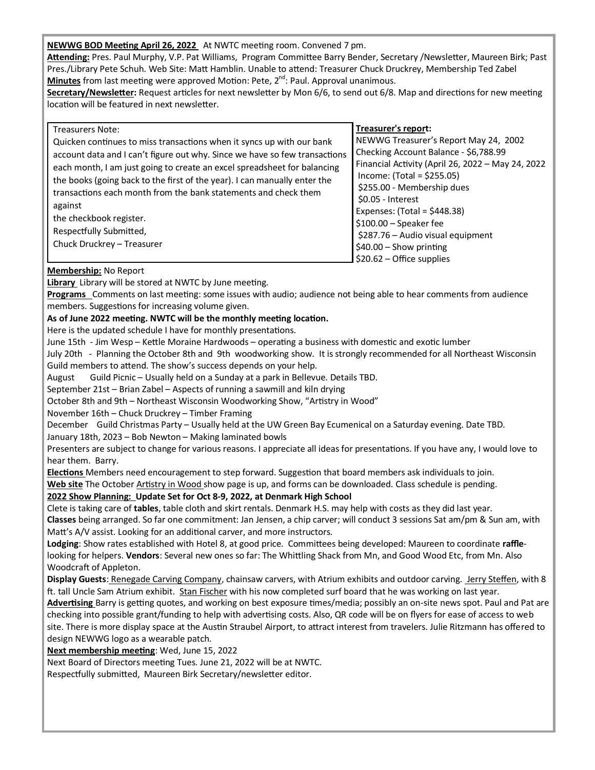**NEWWG BOD Meeting April 26, 2022** At NWTC meeting room. Convened 7 pm.

**Attending:** Pres. Paul Murphy, V.P. Pat Williams, Program Committee Barry Bender, Secretary /Newsletter, Maureen Birk; Past Pres./Library Pete Schuh. Web Site: Matt Hamblin. Unable to attend: Treasurer Chuck Druckrey, Membership Ted Zabel

**Minutes** from last meeting were approved Motion: Pete, 2nd: Paul. Approval unanimous.

**Secretary/Newsletter:** Request articles for next newsletter by Mon 6/6, to send out 6/8. Map and directions for new meeting location will be featured in next newsletter.

Treasurers Note:

Quicken continues to miss transactions when it syncs up with our bank account data and I can't figure out why. Since we have so few transactions each month, I am just going to create an excel spreadsheet for balancing the books (going back to the first of the year). I can manually enter the transactions each month from the bank statements and check them against the checkbook register.

Respectfully Submitted,

Chuck Druckrey – Treasurer

**Treasurer's report:**

NEWWG Treasurer's Report May 24, 2002

Checking Account Balance - $6,788.99

Financial Activity (April 26, 2022 – May 24, 2022

Income: (Total = $255.05)

$255.00 - Membership dues

$0.05 - Interest

Expenses: (Total = $448.38)

$100.00 – Speaker fee

$287.76 – Audio visual equipment

$40.00 – Show printing

$20.62 – Office supplies

**Membership:** No Report

**Library** Library will be stored at NWTC by June meeting.

**Programs** Comments on last meeting: some issues with audio; audience not being able to hear comments from audience members. Suggestions for increasing volume given.

**As of June 2022 meeting. NWTC will be the monthly meeting location.**

Here is the updated schedule I have for monthly presentations.

June 15th - Jim Wesp – Kettle Moraine Hardwoods – operating a business with domestic and exotic lumber

July 20th - Planning the October 8th and 9th woodworking show. It is strongly recommended for all Northeast Wisconsin Guild members to attend. The show's success depends on your help.

August Guild Picnic – Usually held on a Sunday at a park in Bellevue. Details TBD.

September 21st – Brian Zabel – Aspects of running a sawmill and kiln drying

October 8th and 9th – Northeast Wisconsin Woodworking Show, "Artistry in Wood"

November 16th – Chuck Druckrey – Timber Framing

December Guild Christmas Party – Usually held at the UW Green Bay Ecumenical on a Saturday evening. Date TBD.

January 18th, 2023 – Bob Newton – Making laminated bowls

Presenters are subject to change for various reasons. I appreciate all ideas for presentations. If you have any, I would love to hear them. Barry.

**Elections** Members need encouragement to step forward. Suggestion that board members ask individuals to join.

**Web site** The October Artistry in Wood show page is up, and forms can be downloaded. Class schedule is pending.

**2022 Show Planning: Update Set for Oct 8-9, 2022, at Denmark High School**

Clete is taking care of **tables**, table cloth and skirt rentals. Denmark H.S. may help with costs as they did last year.

**Classes** being arranged. So far one commitment: Jan Jensen, a chip carver; will conduct 3 sessions Sat am/pm & Sun am, with Matt's A/V assist. Looking for an additional carver, and more instructors.

**Lodging**: Show rates established with Hotel 8, at good price. Committees being developed: Maureen to coordinate **raffle**- looking for helpers. **Vendors**: Several new ones so far: The Whittling Shack from Mn, and Good Wood Etc, from Mn. Also Woodcraft of Appleton.

**Display Guests**: Renegade Carving Company, chainsaw carvers, with Atrium exhibits and outdoor carving. Jerry Steffen, with 8 ft. tall Uncle Sam Atrium exhibit. Stan Fischer with his now completed surf board that he was working on last year.

**Advertising** Barry is getting quotes, and working on best exposure times/media; possibly an on-site news spot. Paul and Pat are checking into possible grant/funding to help with advertising costs. Also, QR code will be on flyers for ease of access to web site. There is more display space at the Austin Straubel Airport, to attract interest from travelers. Julie Ritzmann has offered to design NEWWG logo as a wearable patch.

**Next membership meeting**: Wed, June 15, 2022

Next Board of Directors meeting Tues. June 21, 2022 will be at NWTC.

Respectfully submitted, Maureen Birk Secretary/newsletter editor.